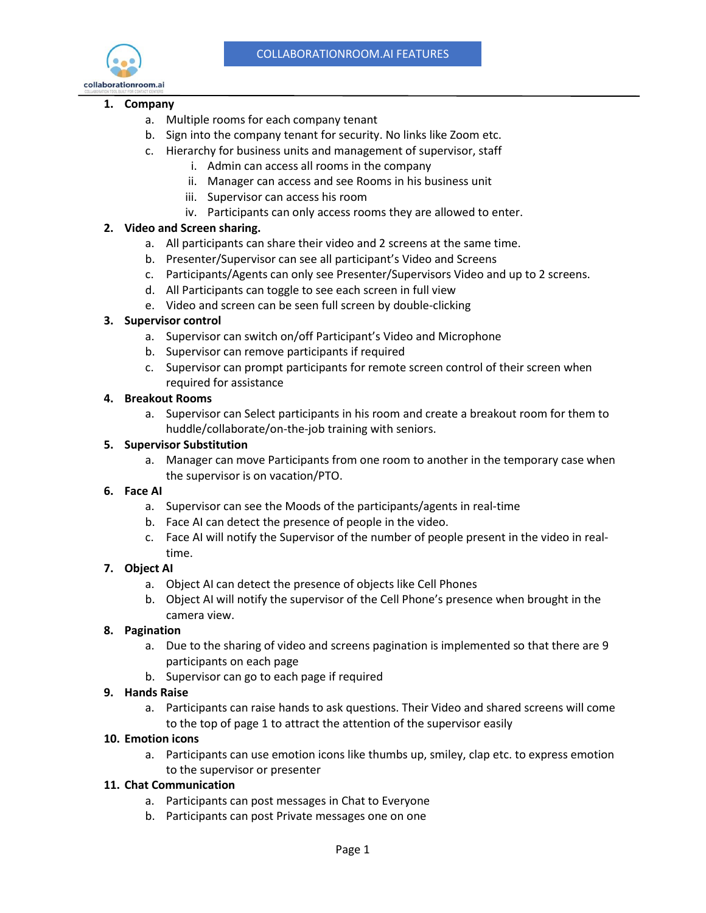# COLLABORATIONROOM.AI FEATURES

1. **Company**
   a. Multiple rooms for each company tenant
   b. Sign into the company tenant for security. No links like Zoom etc.
   c. Hierarchy for business units and management of supervisor, staff
      i. Admin can access all rooms in the company
      ii. Manager can access and see Rooms in his business unit
      iii. Supervisor can access his room
      iv. Participants can only access rooms they are allowed to enter.
2. **Video and Screen sharing.**
   a. All participants can share their video and 2 screens at the same time.
   b. Presenter/Supervisor can see all participant's Video and Screens
   c. Participants/Agents can only see Presenter/Supervisors Video and up to 2 screens.
   d. All Participants can toggle to see each screen in full view
   e. Video and screen can be seen full screen by double-clicking
3. **Supervisor control**
   a. Supervisor can switch on/off Participant's Video and Microphone
   b. Supervisor can remove participants if required
   c. Supervisor can prompt participants for remote screen control of their screen when required for assistance
4. **Breakout Rooms**
   a. Supervisor can Select participants in his room and create a breakout room for them to huddle/collaborate/on-the-job training with seniors.
5. **Supervisor Substitution**
   a. Manager can move Participants from one room to another in the temporary case when the supervisor is on vacation/PTO.
6. **Face AI**
   a. Supervisor can see the Moods of the participants/agents in real-time
   b. Face AI can detect the presence of people in the video.
   c. Face AI will notify the Supervisor of the number of people present in the video in real-time.
7. **Object AI**
   a. Object AI can detect the presence of objects like Cell Phones
   b. Object AI will notify the supervisor of the Cell Phone's presence when brought in the camera view.
8. **Pagination**
   a. Due to the sharing of video and screens pagination is implemented so that there are 9 participants on each page
   b. Supervisor can go to each page if required
9. **Hands Raise**
   a. Participants can raise hands to ask questions. Their Video and shared screens will come to the top of page 1 to attract the attention of the supervisor easily
10. **Emotion icons**
    a. Participants can use emotion icons like thumbs up, smiley, clap etc. to express emotion to the supervisor or presenter
11. **Chat Communication**
    a. Participants can post messages in Chat to Everyone
    b. Participants can post Private messages one on one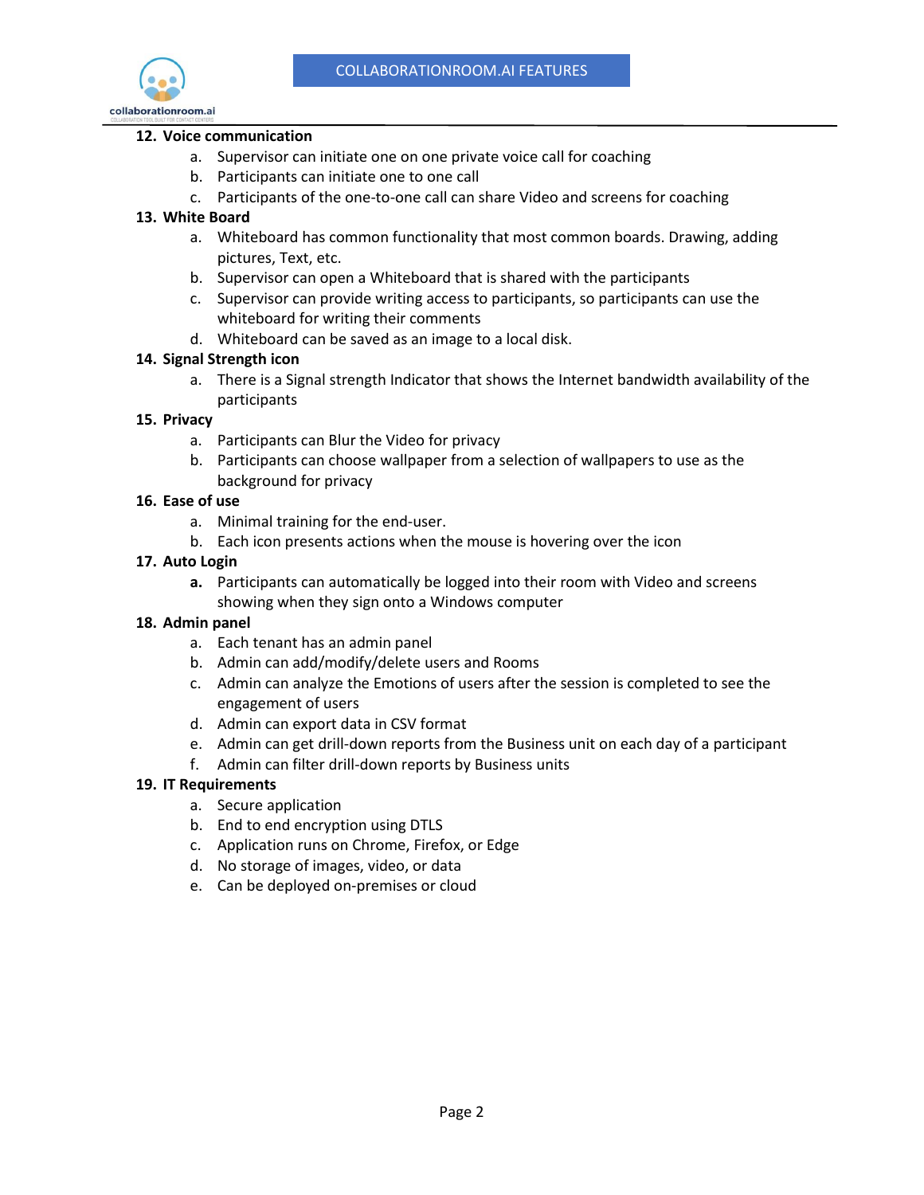**12. Voice communication**

a. Supervisor can initiate one on one private voice call for coaching
b. Participants can initiate one to one call
c. Participants of the one-to-one call can share Video and screens for coaching

**13. White Board**

a. Whiteboard has common functionality that most common boards. Drawing, adding pictures, Text, etc.
b. Supervisor can open a Whiteboard that is shared with the participants
c. Supervisor can provide writing access to participants, so participants can use the whiteboard for writing their comments
d. Whiteboard can be saved as an image to a local disk.

**14. Signal Strength icon**

a. There is a Signal strength Indicator that shows the Internet bandwidth availability of the participants

**15. Privacy**

a. Participants can Blur the Video for privacy
b. Participants can choose wallpaper from a selection of wallpapers to use as the background for privacy

**16. Ease of use**

a. Minimal training for the end-user.
b. Each icon presents actions when the mouse is hovering over the icon

**17. Auto Login**

**a.** Participants can automatically be logged into their room with Video and screens showing when they sign onto a Windows computer

**18. Admin panel**

a. Each tenant has an admin panel
b. Admin can add/modify/delete users and Rooms
c. Admin can analyze the Emotions of users after the session is completed to see the engagement of users
d. Admin can export data in CSV format
e. Admin can get drill-down reports from the Business unit on each day of a participant
f. Admin can filter drill-down reports by Business units

**19. IT Requirements**

a. Secure application
b. End to end encryption using DTLS
c. Application runs on Chrome, Firefox, or Edge
d. No storage of images, video, or data
e. Can be deployed on-premises or cloud